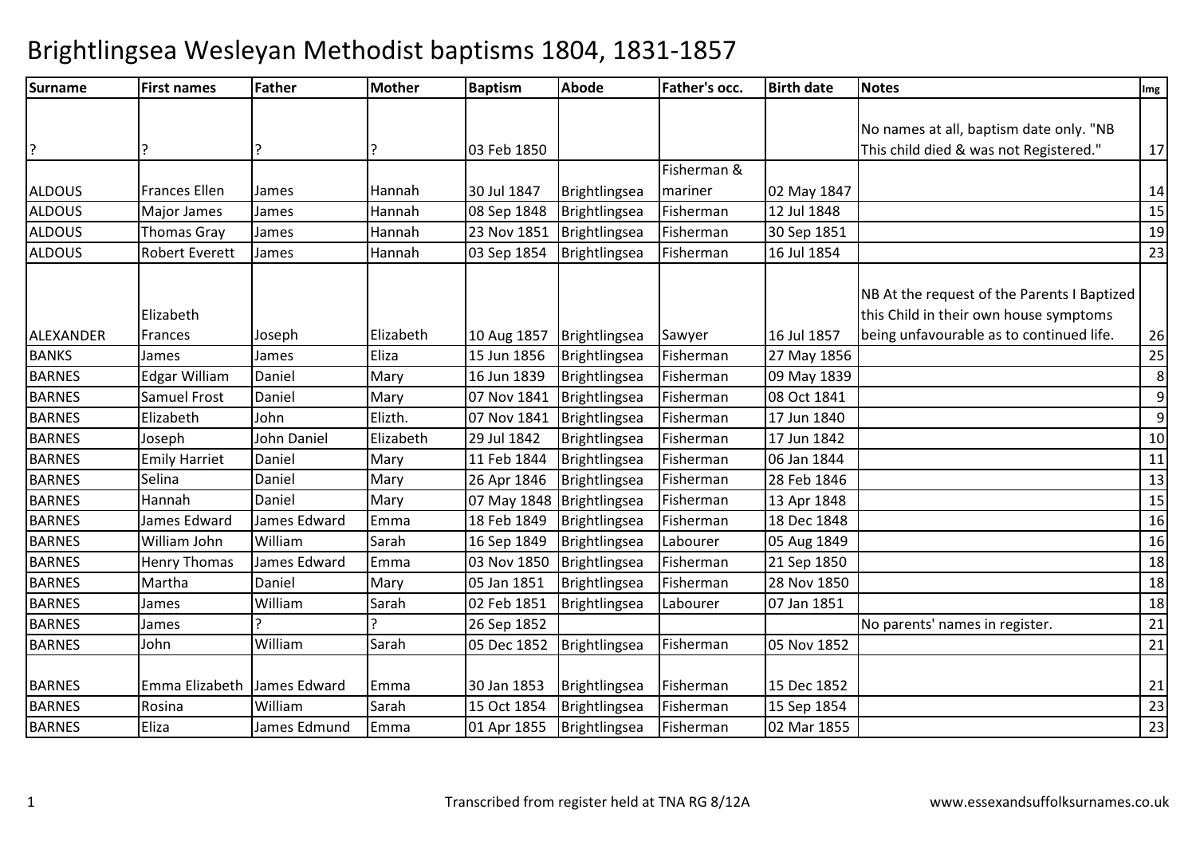# Brightlingsea Wesleyan Methodist baptisms 1804, 1831-1857

| Surname | First names | Father | Mother | Baptism | Abode | Father's occ. | Birth date | Notes | Img |
|---|---|---|---|---|---|---|---|---|---|
| ? | ? | ? | ? | 03 Feb 1850 | | | | No names at all, baptism date only. "NB This child died & was not Registered." | 17 |
| ALDOUS | Frances Ellen | James | Hannah | 30 Jul 1847 | Brightlingsea | Fisherman & mariner | 02 May 1847 | | 14 |
| ALDOUS | Major James | James | Hannah | 08 Sep 1848 | Brightlingsea | Fisherman | 12 Jul 1848 | | 15 |
| ALDOUS | Thomas Gray | James | Hannah | 23 Nov 1851 | Brightlingsea | Fisherman | 30 Sep 1851 | | 19 |
| ALDOUS | Robert Everett | James | Hannah | 03 Sep 1854 | Brightlingsea | Fisherman | 16 Jul 1854 | | 23 |
| ALEXANDER | Elizabeth Frances | Joseph | Elizabeth | 10 Aug 1857 | Brightlingsea | Sawyer | 16 Jul 1857 | NB At the request of the Parents I Baptized this Child in their own house symptoms being unfavourable as to continued life. | 26 |
| BANKS | James | James | Eliza | 15 Jun 1856 | Brightlingsea | Fisherman | 27 May 1856 | | 25 |
| BARNES | Edgar William | Daniel | Mary | 16 Jun 1839 | Brightlingsea | Fisherman | 09 May 1839 | | 8 |
| BARNES | Samuel Frost | Daniel | Mary | 07 Nov 1841 | Brightlingsea | Fisherman | 08 Oct 1841 | | 9 |
| BARNES | Elizabeth | John | Elizth. | 07 Nov 1841 | Brightlingsea | Fisherman | 17 Jun 1840 | | 9 |
| BARNES | Joseph | John Daniel | Elizabeth | 29 Jul 1842 | Brightlingsea | Fisherman | 17 Jun 1842 | | 10 |
| BARNES | Emily Harriet | Daniel | Mary | 11 Feb 1844 | Brightlingsea | Fisherman | 06 Jan 1844 | | 11 |
| BARNES | Selina | Daniel | Mary | 26 Apr 1846 | Brightlingsea | Fisherman | 28 Feb 1846 | | 13 |
| BARNES | Hannah | Daniel | Mary | 07 May 1848 | Brightlingsea | Fisherman | 13 Apr 1848 | | 15 |
| BARNES | James Edward | James Edward | Emma | 18 Feb 1849 | Brightlingsea | Fisherman | 18 Dec 1848 | | 16 |
| BARNES | William John | William | Sarah | 16 Sep 1849 | Brightlingsea | Labourer | 05 Aug 1849 | | 16 |
| BARNES | Henry Thomas | James Edward | Emma | 03 Nov 1850 | Brightlingsea | Fisherman | 21 Sep 1850 | | 18 |
| BARNES | Martha | Daniel | Mary | 05 Jan 1851 | Brightlingsea | Fisherman | 28 Nov 1850 | | 18 |
| BARNES | James | William | Sarah | 02 Feb 1851 | Brightlingsea | Labourer | 07 Jan 1851 | | 18 |
| BARNES | James | ? | ? | 26 Sep 1852 | | | | No parents' names in register. | 21 |
| BARNES | John | William | Sarah | 05 Dec 1852 | Brightlingsea | Fisherman | 05 Nov 1852 | | 21 |
| BARNES | Emma Elizabeth | James Edward | Emma | 30 Jan 1853 | Brightlingsea | Fisherman | 15 Dec 1852 | | 21 |
| BARNES | Rosina | William | Sarah | 15 Oct 1854 | Brightlingsea | Fisherman | 15 Sep 1854 | | 23 |
| BARNES | Eliza | James Edmund | Emma | 01 Apr 1855 | Brightlingsea | Fisherman | 02 Mar 1855 | | 23 |

Transcribed from register held at TNA RG 8/12A

www.essexandsuffolksurnames.co.uk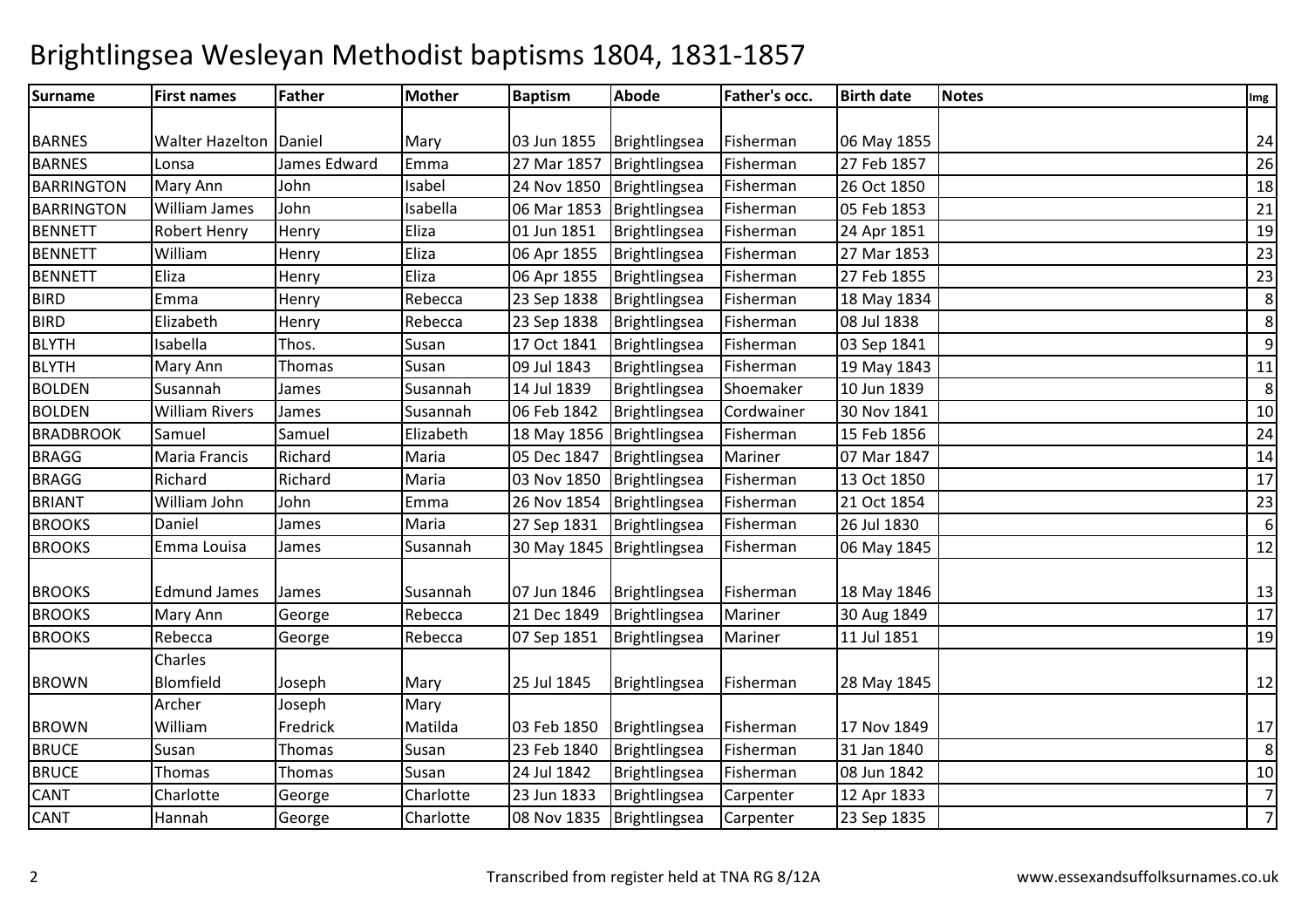# Brightlingsea Wesleyan Methodist baptisms 1804, 1831-1857

| Surname | First names | Father | Mother | Baptism | Abode | Father's occ. | Birth date | Notes | Img |
|---|---|---|---|---|---|---|---|---|---|
| BARNES | Walter Hazelton | Daniel | Mary | 03 Jun 1855 | Brightlingsea | Fisherman | 06 May 1855 | | 24 |
| BARNES | Lonsa | James Edward | Emma | 27 Mar 1857 | Brightlingsea | Fisherman | 27 Feb 1857 | | 26 |
| BARRINGTON | Mary Ann | John | Isabel | 24 Nov 1850 | Brightlingsea | Fisherman | 26 Oct 1850 | | 18 |
| BARRINGTON | William James | John | Isabella | 06 Mar 1853 | Brightlingsea | Fisherman | 05 Feb 1853 | | 21 |
| BENNETT | Robert Henry | Henry | Eliza | 01 Jun 1851 | Brightlingsea | Fisherman | 24 Apr 1851 | | 19 |
| BENNETT | William | Henry | Eliza | 06 Apr 1855 | Brightlingsea | Fisherman | 27 Mar 1853 | | 23 |
| BENNETT | Eliza | Henry | Eliza | 06 Apr 1855 | Brightlingsea | Fisherman | 27 Feb 1855 | | 23 |
| BIRD | Emma | Henry | Rebecca | 23 Sep 1838 | Brightlingsea | Fisherman | 18 May 1834 | | 8 |
| BIRD | Elizabeth | Henry | Rebecca | 23 Sep 1838 | Brightlingsea | Fisherman | 08 Jul 1838 | | 8 |
| BLYTH | Isabella | Thos. | Susan | 17 Oct 1841 | Brightlingsea | Fisherman | 03 Sep 1841 | | 9 |
| BLYTH | Mary Ann | Thomas | Susan | 09 Jul 1843 | Brightlingsea | Fisherman | 19 May 1843 | | 11 |
| BOLDEN | Susannah | James | Susannah | 14 Jul 1839 | Brightlingsea | Shoemaker | 10 Jun 1839 | | 8 |
| BOLDEN | William Rivers | James | Susannah | 06 Feb 1842 | Brightlingsea | Cordwainer | 30 Nov 1841 | | 10 |
| BRADBROOK | Samuel | Samuel | Elizabeth | 18 May 1856 | Brightlingsea | Fisherman | 15 Feb 1856 | | 24 |
| BRAGG | Maria Francis | Richard | Maria | 05 Dec 1847 | Brightlingsea | Mariner | 07 Mar 1847 | | 14 |
| BRAGG | Richard | Richard | Maria | 03 Nov 1850 | Brightlingsea | Fisherman | 13 Oct 1850 | | 17 |
| BRIANT | William John | John | Emma | 26 Nov 1854 | Brightlingsea | Fisherman | 21 Oct 1854 | | 23 |
| BROOKS | Daniel | James | Maria | 27 Sep 1831 | Brightlingsea | Fisherman | 26 Jul 1830 | | 6 |
| BROOKS | Emma Louisa | James | Susannah | 30 May 1845 | Brightlingsea | Fisherman | 06 May 1845 | | 12 |
| BROOKS | Edmund James | James | Susannah | 07 Jun 1846 | Brightlingsea | Fisherman | 18 May 1846 | | 13 |
| BROOKS | Mary Ann | George | Rebecca | 21 Dec 1849 | Brightlingsea | Mariner | 30 Aug 1849 | | 17 |
| BROOKS | Rebecca | George | Rebecca | 07 Sep 1851 | Brightlingsea | Mariner | 11 Jul 1851 | | 19 |
| BROWN | Charles Blomfield | Joseph | Mary | 25 Jul 1845 | Brightlingsea | Fisherman | 28 May 1845 | | 12 |
| BROWN | Archer William | Joseph Fredrick | Mary Matilda | 03 Feb 1850 | Brightlingsea | Fisherman | 17 Nov 1849 | | 17 |
| BRUCE | Susan | Thomas | Susan | 23 Feb 1840 | Brightlingsea | Fisherman | 31 Jan 1840 | | 8 |
| BRUCE | Thomas | Thomas | Susan | 24 Jul 1842 | Brightlingsea | Fisherman | 08 Jun 1842 | | 10 |
| CANT | Charlotte | George | Charlotte | 23 Jun 1833 | Brightlingsea | Carpenter | 12 Apr 1833 | | 7 |
| CANT | Hannah | George | Charlotte | 08 Nov 1835 | Brightlingsea | Carpenter | 23 Sep 1835 | | 7 |

Transcribed from register held at TNA RG 8/12A

www.essexandsuffolksurnames.co.uk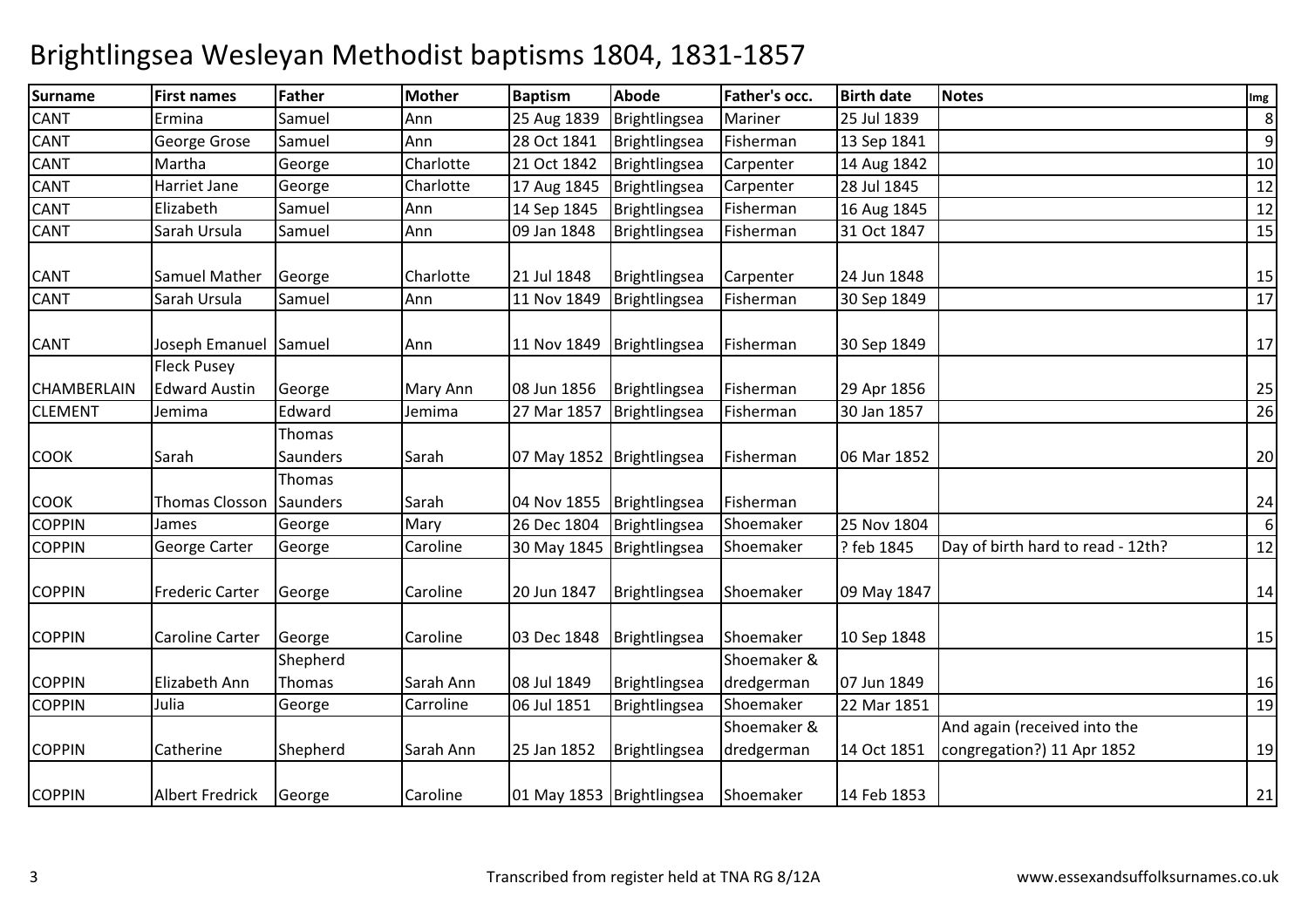# Brightlingsea Wesleyan Methodist baptisms 1804, 1831-1857

| Surname | First names | Father | Mother | Baptism | Abode | Father's occ. | Birth date | Notes | Img |
|---|---|---|---|---|---|---|---|---|---|
| CANT | Ermina | Samuel | Ann | 25 Aug 1839 | Brightlingsea | Mariner | 25 Jul 1839 | | 8 |
| CANT | George Grose | Samuel | Ann | 28 Oct 1841 | Brightlingsea | Fisherman | 13 Sep 1841 | | 9 |
| CANT | Martha | George | Charlotte | 21 Oct 1842 | Brightlingsea | Carpenter | 14 Aug 1842 | | 10 |
| CANT | Harriet Jane | George | Charlotte | 17 Aug 1845 | Brightlingsea | Carpenter | 28 Jul 1845 | | 12 |
| CANT | Elizabeth | Samuel | Ann | 14 Sep 1845 | Brightlingsea | Fisherman | 16 Aug 1845 | | 12 |
| CANT | Sarah Ursula | Samuel | Ann | 09 Jan 1848 | Brightlingsea | Fisherman | 31 Oct 1847 | | 15 |
| CANT | Samuel Mather | George | Charlotte | 21 Jul 1848 | Brightlingsea | Carpenter | 24 Jun 1848 | | 15 |
| CANT | Sarah Ursula | Samuel | Ann | 11 Nov 1849 | Brightlingsea | Fisherman | 30 Sep 1849 | | 17 |
| CANT | Joseph Emanuel | Samuel | Ann | 11 Nov 1849 | Brightlingsea | Fisherman | 30 Sep 1849 | | 17 |
| CHAMBERLAIN | Fleck Pusey Edward Austin | George | Mary Ann | 08 Jun 1856 | Brightlingsea | Fisherman | 29 Apr 1856 | | 25 |
| CLEMENT | Jemima | Edward | Jemima | 27 Mar 1857 | Brightlingsea | Fisherman | 30 Jan 1857 | | 26 |
| COOK | Sarah | Thomas Saunders | Sarah | 07 May 1852 | Brightlingsea | Fisherman | 06 Mar 1852 | | 20 |
| COOK | Thomas Closson | Thomas Saunders | Sarah | 04 Nov 1855 | Brightlingsea | Fisherman | | | 24 |
| COPPIN | James | George | Mary | 26 Dec 1804 | Brightlingsea | Shoemaker | 25 Nov 1804 | | 6 |
| COPPIN | George Carter | George | Caroline | 30 May 1845 | Brightlingsea | Shoemaker | ? feb 1845 | Day of birth hard to read - 12th? | 12 |
| COPPIN | Frederic Carter | George | Caroline | 20 Jun 1847 | Brightlingsea | Shoemaker | 09 May 1847 | | 14 |
| COPPIN | Caroline Carter | George | Caroline | 03 Dec 1848 | Brightlingsea | Shoemaker | 10 Sep 1848 | | 15 |
| COPPIN | Elizabeth Ann | Shepherd Thomas | Sarah Ann | 08 Jul 1849 | Brightlingsea | Shoemaker & dredgerman | 07 Jun 1849 | | 16 |
| COPPIN | Julia | George | Carroline | 06 Jul 1851 | Brightlingsea | Shoemaker | 22 Mar 1851 | | 19 |
| COPPIN | Catherine | Shepherd | Sarah Ann | 25 Jan 1852 | Brightlingsea | Shoemaker & dredgerman | 14 Oct 1851 | And again (received into the congregation?) 11 Apr 1852 | 19 |
| COPPIN | Albert Fredrick | George | Caroline | 01 May 1853 | Brightlingsea | Shoemaker | 14 Feb 1853 | | 21 |

Transcribed from register held at TNA RG 8/12A

www.essexandsuffolksurnames.co.uk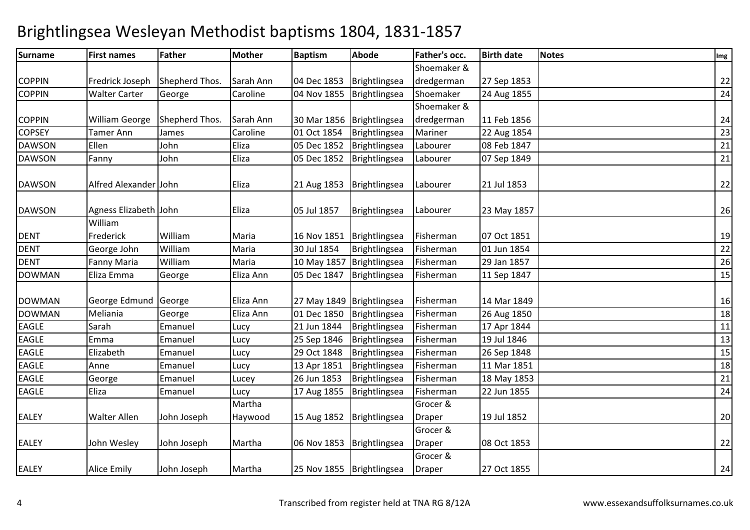# Brightlingsea Wesleyan Methodist baptisms 1804, 1831-1857

| Surname | First names | Father | Mother | Baptism | Abode | Father's occ. | Birth date | Notes | Img |
|---|---|---|---|---|---|---|---|---|---|
| COPPIN | Fredrick Joseph | Shepherd Thos. | Sarah Ann | 04 Dec 1853 | Brightlingsea | Shoemaker & dredgerman | 27 Sep 1853 | | 22 |
| COPPIN | Walter Carter | George | Caroline | 04 Nov 1855 | Brightlingsea | Shoemaker | 24 Aug 1855 | | 24 |
| COPPIN | William George | Shepherd Thos. | Sarah Ann | 30 Mar 1856 | Brightlingsea | Shoemaker & dredgerman | 11 Feb 1856 | | 24 |
| COPSEY | Tamer Ann | James | Caroline | 01 Oct 1854 | Brightlingsea | Mariner | 22 Aug 1854 | | 23 |
| DAWSON | Ellen | John | Eliza | 05 Dec 1852 | Brightlingsea | Labourer | 08 Feb 1847 | | 21 |
| DAWSON | Fanny | John | Eliza | 05 Dec 1852 | Brightlingsea | Labourer | 07 Sep 1849 | | 21 |
| DAWSON | Alfred Alexander | John | Eliza | 21 Aug 1853 | Brightlingsea | Labourer | 21 Jul 1853 | | 22 |
| DAWSON | Agness Elizabeth | John | Eliza | 05 Jul 1857 | Brightlingsea | Labourer | 23 May 1857 | | 26 |
| DENT | William Frederick | William | Maria | 16 Nov 1851 | Brightlingsea | Fisherman | 07 Oct 1851 | | 19 |
| DENT | George John | William | Maria | 30 Jul 1854 | Brightlingsea | Fisherman | 01 Jun 1854 | | 22 |
| DENT | Fanny Maria | William | Maria | 10 May 1857 | Brightlingsea | Fisherman | 29 Jan 1857 | | 26 |
| DOWMAN | Eliza Emma | George | Eliza Ann | 05 Dec 1847 | Brightlingsea | Fisherman | 11 Sep 1847 | | 15 |
| DOWMAN | George Edmund | George | Eliza Ann | 27 May 1849 | Brightlingsea | Fisherman | 14 Mar 1849 | | 16 |
| DOWMAN | Meliania | George | Eliza Ann | 01 Dec 1850 | Brightlingsea | Fisherman | 26 Aug 1850 | | 18 |
| EAGLE | Sarah | Emanuel | Lucy | 21 Jun 1844 | Brightlingsea | Fisherman | 17 Apr 1844 | | 11 |
| EAGLE | Emma | Emanuel | Lucy | 25 Sep 1846 | Brightlingsea | Fisherman | 19 Jul 1846 | | 13 |
| EAGLE | Elizabeth | Emanuel | Lucy | 29 Oct 1848 | Brightlingsea | Fisherman | 26 Sep 1848 | | 15 |
| EAGLE | Anne | Emanuel | Lucy | 13 Apr 1851 | Brightlingsea | Fisherman | 11 Mar 1851 | | 18 |
| EAGLE | George | Emanuel | Lucey | 26 Jun 1853 | Brightlingsea | Fisherman | 18 May 1853 | | 21 |
| EAGLE | Eliza | Emanuel | Lucy | 17 Aug 1855 | Brightlingsea | Fisherman | 22 Jun 1855 | | 24 |
| EALEY | Walter Allen | John Joseph | Martha Haywood | 15 Aug 1852 | Brightlingsea | Grocer & Draper | 19 Jul 1852 | | 20 |
| EALEY | John Wesley | John Joseph | Martha | 06 Nov 1853 | Brightlingsea | Grocer & Draper | 08 Oct 1853 | | 22 |
| EALEY | Alice Emily | John Joseph | Martha | 25 Nov 1855 | Brightlingsea | Grocer & Draper | 27 Oct 1855 | | 24 |

Transcribed from register held at TNA RG 8/12A

www.essexandsuffolksurnames.co.uk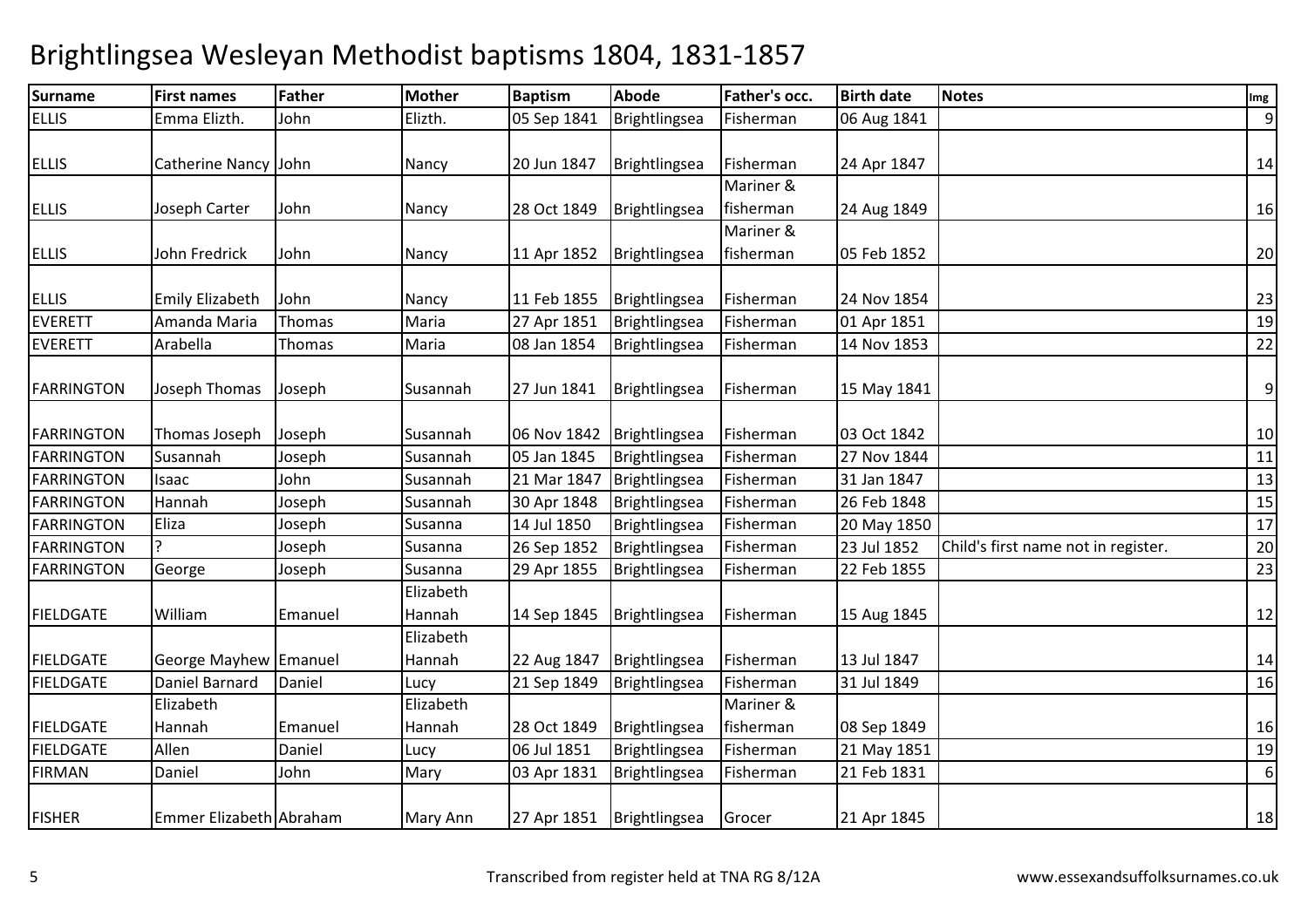# Brightlingsea Wesleyan Methodist baptisms 1804, 1831-1857

| Surname | First names | Father | Mother | Baptism | Abode | Father's occ. | Birth date | Notes | Img |
|---|---|---|---|---|---|---|---|---|---|
| ELLIS | Emma Elizth. | John | Elizth. | 05 Sep 1841 | Brightlingsea | Fisherman | 06 Aug 1841 | | 9 |
| ELLIS | Catherine Nancy | John | Nancy | 20 Jun 1847 | Brightlingsea | Fisherman | 24 Apr 1847 | | 14 |
| ELLIS | Joseph Carter | John | Nancy | 28 Oct 1849 | Brightlingsea | Mariner & fisherman | 24 Aug 1849 | | 16 |
| ELLIS | John Fredrick | John | Nancy | 11 Apr 1852 | Brightlingsea | Mariner & fisherman | 05 Feb 1852 | | 20 |
| ELLIS | Emily Elizabeth | John | Nancy | 11 Feb 1855 | Brightlingsea | Fisherman | 24 Nov 1854 | | 23 |
| EVERETT | Amanda Maria | Thomas | Maria | 27 Apr 1851 | Brightlingsea | Fisherman | 01 Apr 1851 | | 19 |
| EVERETT | Arabella | Thomas | Maria | 08 Jan 1854 | Brightlingsea | Fisherman | 14 Nov 1853 | | 22 |
| FARRINGTON | Joseph Thomas | Joseph | Susannah | 27 Jun 1841 | Brightlingsea | Fisherman | 15 May 1841 | | 9 |
| FARRINGTON | Thomas Joseph | Joseph | Susannah | 06 Nov 1842 | Brightlingsea | Fisherman | 03 Oct 1842 | | 10 |
| FARRINGTON | Susannah | Joseph | Susannah | 05 Jan 1845 | Brightlingsea | Fisherman | 27 Nov 1844 | | 11 |
| FARRINGTON | Isaac | John | Susannah | 21 Mar 1847 | Brightlingsea | Fisherman | 31 Jan 1847 | | 13 |
| FARRINGTON | Hannah | Joseph | Susannah | 30 Apr 1848 | Brightlingsea | Fisherman | 26 Feb 1848 | | 15 |
| FARRINGTON | Eliza | Joseph | Susanna | 14 Jul 1850 | Brightlingsea | Fisherman | 20 May 1850 | | 17 |
| FARRINGTON | ? | Joseph | Susanna | 26 Sep 1852 | Brightlingsea | Fisherman | 23 Jul 1852 | Child's first name not in register. | 20 |
| FARRINGTON | George | Joseph | Susanna | 29 Apr 1855 | Brightlingsea | Fisherman | 22 Feb 1855 | | 23 |
| FIELDGATE | William | Emanuel | Elizabeth Hannah | 14 Sep 1845 | Brightlingsea | Fisherman | 15 Aug 1845 | | 12 |
| FIELDGATE | George Mayhew | Emanuel | Elizabeth Hannah | 22 Aug 1847 | Brightlingsea | Fisherman | 13 Jul 1847 | | 14 |
| FIELDGATE | Daniel Barnard | Daniel | Lucy | 21 Sep 1849 | Brightlingsea | Fisherman | 31 Jul 1849 | | 16 |
| FIELDGATE | Elizabeth Hannah | Emanuel | Elizabeth Hannah | 28 Oct 1849 | Brightlingsea | Mariner & fisherman | 08 Sep 1849 | | 16 |
| FIELDGATE | Allen | Daniel | Lucy | 06 Jul 1851 | Brightlingsea | Fisherman | 21 May 1851 | | 19 |
| FIRMAN | Daniel | John | Mary | 03 Apr 1831 | Brightlingsea | Fisherman | 21 Feb 1831 | | 6 |
| FISHER | Emmer Elizabeth | Abraham | Mary Ann | 27 Apr 1851 | Brightlingsea | Grocer | 21 Apr 1845 | | 18 |

Transcribed from register held at TNA RG 8/12A    www.essexandsuffolksurnames.co.uk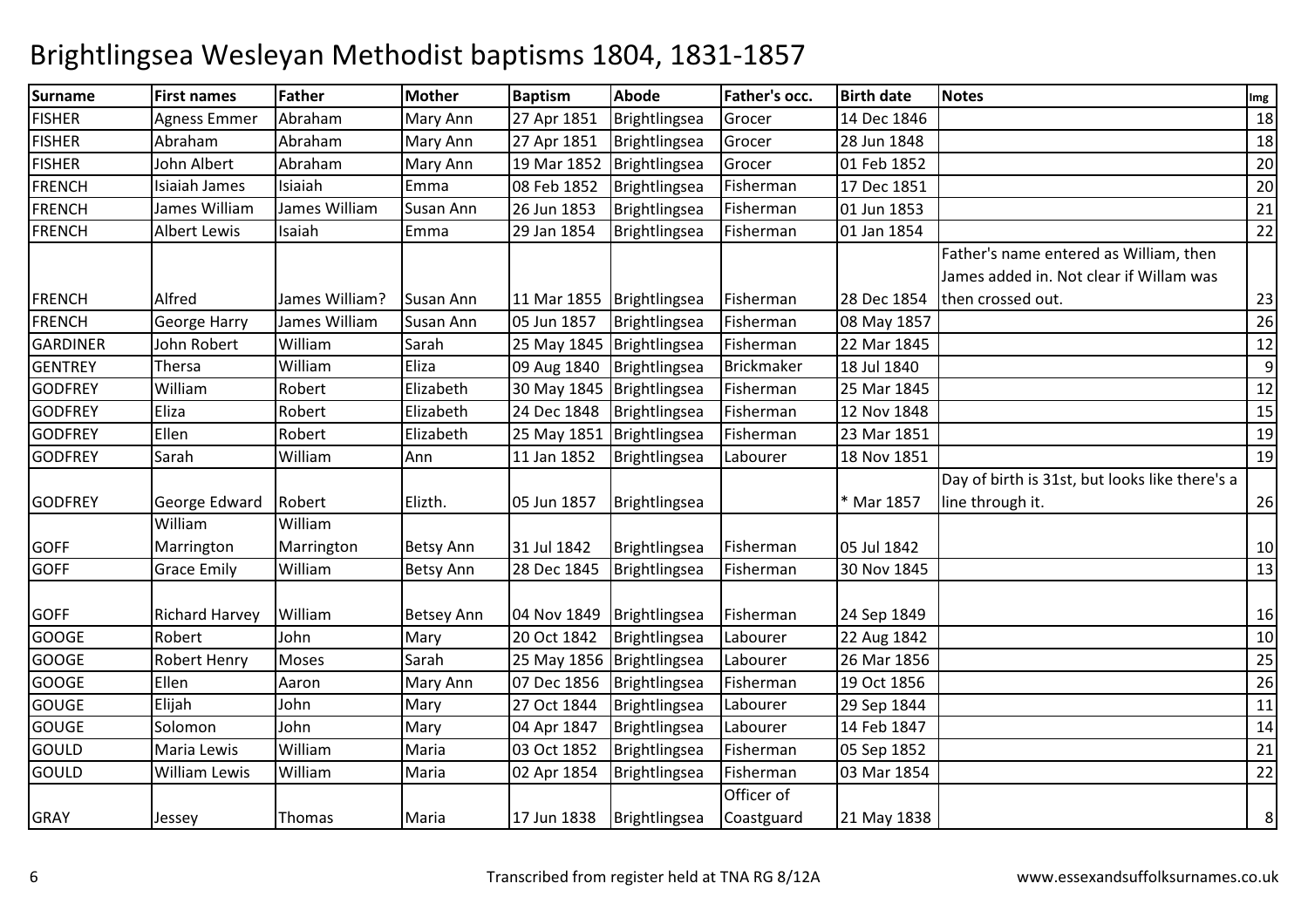# Brightlingsea Wesleyan Methodist baptisms 1804, 1831-1857

| Surname | First names | Father | Mother | Baptism | Abode | Father's occ. | Birth date | Notes | Img |
|---|---|---|---|---|---|---|---|---|---|
| FISHER | Agness Emmer | Abraham | Mary Ann | 27 Apr 1851 | Brightlingsea | Grocer | 14 Dec 1846 | | 18 |
| FISHER | Abraham | Abraham | Mary Ann | 27 Apr 1851 | Brightlingsea | Grocer | 28 Jun 1848 | | 18 |
| FISHER | John Albert | Abraham | Mary Ann | 19 Mar 1852 | Brightlingsea | Grocer | 01 Feb 1852 | | 20 |
| FRENCH | Isiaiah James | Isiaiah | Emma | 08 Feb 1852 | Brightlingsea | Fisherman | 17 Dec 1851 | | 20 |
| FRENCH | James William | James William | Susan Ann | 26 Jun 1853 | Brightlingsea | Fisherman | 01 Jun 1853 | | 21 |
| FRENCH | Albert Lewis | Isaiah | Emma | 29 Jan 1854 | Brightlingsea | Fisherman | 01 Jan 1854 | | 22 |
| FRENCH | Alfred | James William? | Susan Ann | 11 Mar 1855 | Brightlingsea | Fisherman | 28 Dec 1854 | Father's name entered as William, then James added in. Not clear if Willam was then crossed out. | 23 |
| FRENCH | George Harry | James William | Susan Ann | 05 Jun 1857 | Brightlingsea | Fisherman | 08 May 1857 | | 26 |
| GARDINER | John Robert | William | Sarah | 25 May 1845 | Brightlingsea | Fisherman | 22 Mar 1845 | | 12 |
| GENTREY | Thersa | William | Eliza | 09 Aug 1840 | Brightlingsea | Brickmaker | 18 Jul 1840 | | 9 |
| GODFREY | William | Robert | Elizabeth | 30 May 1845 | Brightlingsea | Fisherman | 25 Mar 1845 | | 12 |
| GODFREY | Eliza | Robert | Elizabeth | 24 Dec 1848 | Brightlingsea | Fisherman | 12 Nov 1848 | | 15 |
| GODFREY | Ellen | Robert | Elizabeth | 25 May 1851 | Brightlingsea | Fisherman | 23 Mar 1851 | | 19 |
| GODFREY | Sarah | William | Ann | 11 Jan 1852 | Brightlingsea | Labourer | 18 Nov 1851 | | 19 |
| GODFREY | George Edward | Robert | Elizth. | 05 Jun 1857 | Brightlingsea | | * Mar 1857 | Day of birth is 31st, but looks like there's a line through it. | 26 |
| GOFF | William Marrington | William Marrington | Betsy Ann | 31 Jul 1842 | Brightlingsea | Fisherman | 05 Jul 1842 | | 10 |
| GOFF | Grace Emily | William | Betsy Ann | 28 Dec 1845 | Brightlingsea | Fisherman | 30 Nov 1845 | | 13 |
| GOFF | Richard Harvey | William | Betsey Ann | 04 Nov 1849 | Brightlingsea | Fisherman | 24 Sep 1849 | | 16 |
| GOOGE | Robert | John | Mary | 20 Oct 1842 | Brightlingsea | Labourer | 22 Aug 1842 | | 10 |
| GOOGE | Robert Henry | Moses | Sarah | 25 May 1856 | Brightlingsea | Labourer | 26 Mar 1856 | | 25 |
| GOOGE | Ellen | Aaron | Mary Ann | 07 Dec 1856 | Brightlingsea | Fisherman | 19 Oct 1856 | | 26 |
| GOUGE | Elijah | John | Mary | 27 Oct 1844 | Brightlingsea | Labourer | 29 Sep 1844 | | 11 |
| GOUGE | Solomon | John | Mary | 04 Apr 1847 | Brightlingsea | Labourer | 14 Feb 1847 | | 14 |
| GOULD | Maria Lewis | William | Maria | 03 Oct 1852 | Brightlingsea | Fisherman | 05 Sep 1852 | | 21 |
| GOULD | William Lewis | William | Maria | 02 Apr 1854 | Brightlingsea | Fisherman | 03 Mar 1854 | | 22 |
| GRAY | Jessey | Thomas | Maria | 17 Jun 1838 | Brightlingsea | Officer of Coastguard | 21 May 1838 | | 8 |

Transcribed from register held at TNA RG 8/12A

www.essexandsuffolksurnames.co.uk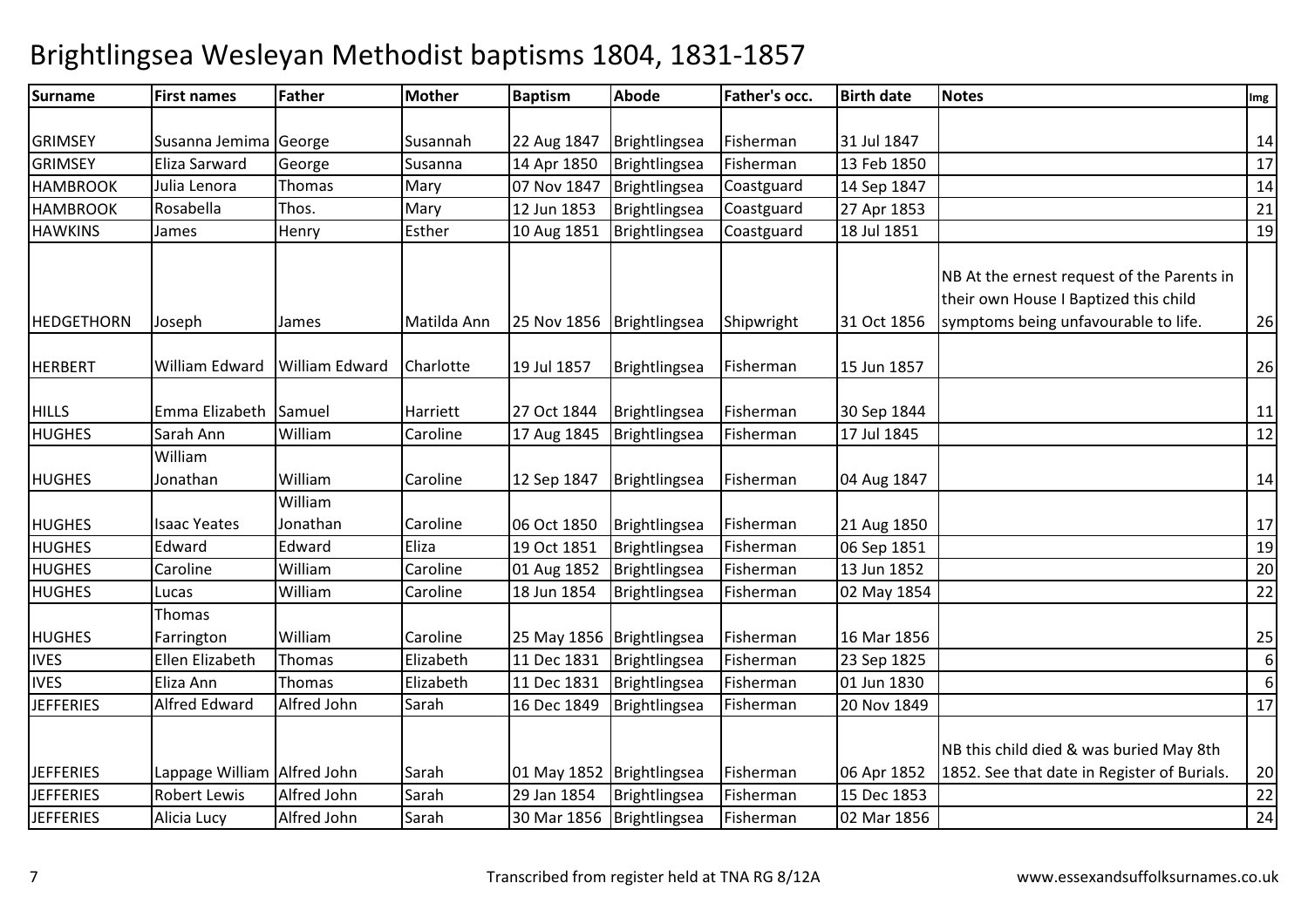# Brightlingsea Wesleyan Methodist baptisms 1804, 1831-1857

| Surname | First names | Father | Mother | Baptism | Abode | Father's occ. | Birth date | Notes | Img |
|---|---|---|---|---|---|---|---|---|---|
| GRIMSEY | Susanna Jemima | George | Susannah | 22 Aug 1847 | Brightlingsea | Fisherman | 31 Jul 1847 | | 14 |
| GRIMSEY | Eliza Sarward | George | Susanna | 14 Apr 1850 | Brightlingsea | Fisherman | 13 Feb 1850 | | 17 |
| HAMBROOK | Julia Lenora | Thomas | Mary | 07 Nov 1847 | Brightlingsea | Coastguard | 14 Sep 1847 | | 14 |
| HAMBROOK | Rosabella | Thos. | Mary | 12 Jun 1853 | Brightlingsea | Coastguard | 27 Apr 1853 | | 21 |
| HAWKINS | James | Henry | Esther | 10 Aug 1851 | Brightlingsea | Coastguard | 18 Jul 1851 | | 19 |
| HEDGETHORN | Joseph | James | Matilda Ann | 25 Nov 1856 | Brightlingsea | Shipwright | 31 Oct 1856 | NB At the ernest request of the Parents in their own House I Baptized this child symptoms being unfavourable to life. | 26 |
| HERBERT | William Edward | William Edward | Charlotte | 19 Jul 1857 | Brightlingsea | Fisherman | 15 Jun 1857 | | 26 |
| HILLS | Emma Elizabeth | Samuel | Harriett | 27 Oct 1844 | Brightlingsea | Fisherman | 30 Sep 1844 | | 11 |
| HUGHES | Sarah Ann | William | Caroline | 17 Aug 1845 | Brightlingsea | Fisherman | 17 Jul 1845 | | 12 |
| HUGHES | William Jonathan | William | Caroline | 12 Sep 1847 | Brightlingsea | Fisherman | 04 Aug 1847 | | 14 |
| HUGHES | Isaac Yeates | William Jonathan | Caroline | 06 Oct 1850 | Brightlingsea | Fisherman | 21 Aug 1850 | | 17 |
| HUGHES | Edward | Edward | Eliza | 19 Oct 1851 | Brightlingsea | Fisherman | 06 Sep 1851 | | 19 |
| HUGHES | Caroline | William | Caroline | 01 Aug 1852 | Brightlingsea | Fisherman | 13 Jun 1852 | | 20 |
| HUGHES | Lucas | William | Caroline | 18 Jun 1854 | Brightlingsea | Fisherman | 02 May 1854 | | 22 |
| HUGHES | Thomas Farrington | William | Caroline | 25 May 1856 | Brightlingsea | Fisherman | 16 Mar 1856 | | 25 |
| IVES | Ellen Elizabeth | Thomas | Elizabeth | 11 Dec 1831 | Brightlingsea | Fisherman | 23 Sep 1825 | | 6 |
| IVES | Eliza Ann | Thomas | Elizabeth | 11 Dec 1831 | Brightlingsea | Fisherman | 01 Jun 1830 | | 6 |
| JEFFERIES | Alfred Edward | Alfred John | Sarah | 16 Dec 1849 | Brightlingsea | Fisherman | 20 Nov 1849 | | 17 |
| JEFFERIES | Lappage William | Alfred John | Sarah | 01 May 1852 | Brightlingsea | Fisherman | 06 Apr 1852 | NB this child died & was buried May 8th 1852. See that date in Register of Burials. | 20 |
| JEFFERIES | Robert Lewis | Alfred John | Sarah | 29 Jan 1854 | Brightlingsea | Fisherman | 15 Dec 1853 | | 22 |
| JEFFERIES | Alicia Lucy | Alfred John | Sarah | 30 Mar 1856 | Brightlingsea | Fisherman | 02 Mar 1856 | | 24 |

Transcribed from register held at TNA RG 8/12A

www.essexandsuffolksurnames.co.uk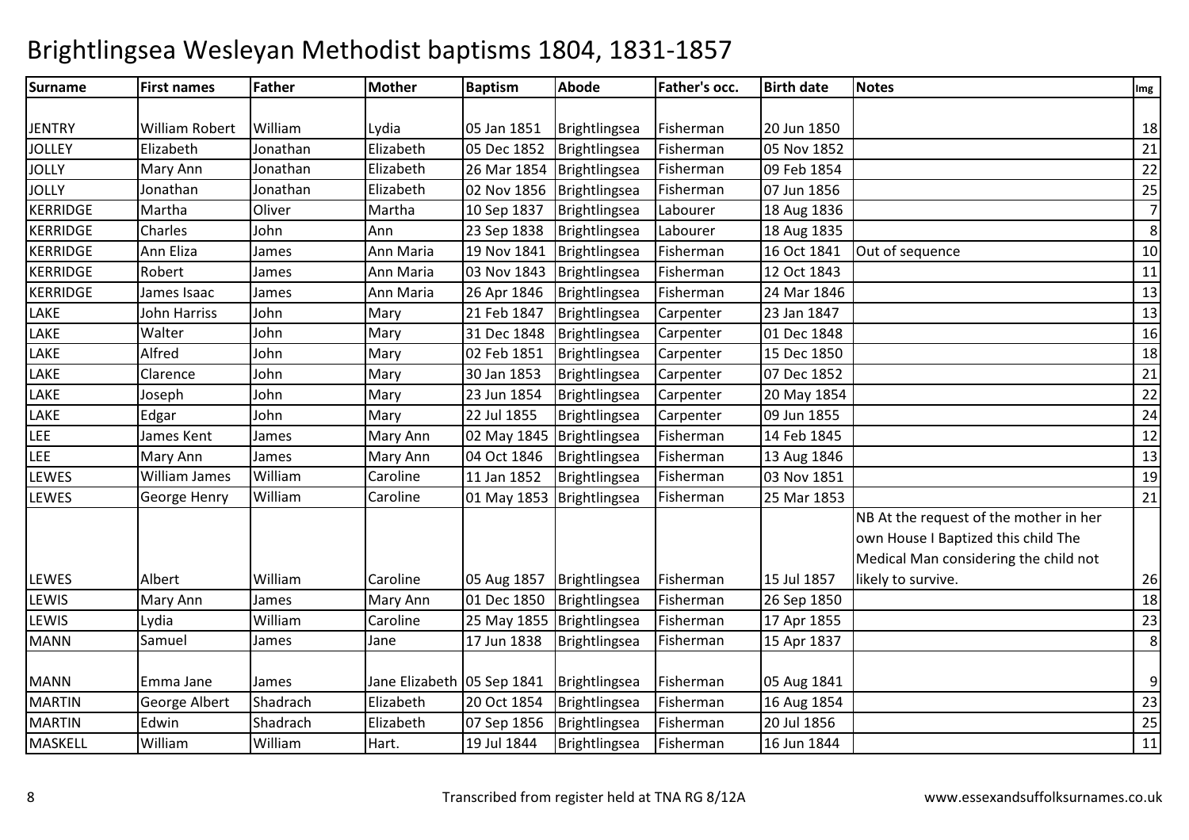# Brightlingsea Wesleyan Methodist baptisms 1804, 1831-1857

| Surname | First names | Father | Mother | Baptism | Abode | Father's occ. | Birth date | Notes | Img |
|---|---|---|---|---|---|---|---|---|---|
| JENTRY | William Robert | William | Lydia | 05 Jan 1851 | Brightlingsea | Fisherman | 20 Jun 1850 | | 18 |
| JOLLEY | Elizabeth | Jonathan | Elizabeth | 05 Dec 1852 | Brightlingsea | Fisherman | 05 Nov 1852 | | 21 |
| JOLLY | Mary Ann | Jonathan | Elizabeth | 26 Mar 1854 | Brightlingsea | Fisherman | 09 Feb 1854 | | 22 |
| JOLLY | Jonathan | Jonathan | Elizabeth | 02 Nov 1856 | Brightlingsea | Fisherman | 07 Jun 1856 | | 25 |
| KERRIDGE | Martha | Oliver | Martha | 10 Sep 1837 | Brightlingsea | Labourer | 18 Aug 1836 | | 7 |
| KERRIDGE | Charles | John | Ann | 23 Sep 1838 | Brightlingsea | Labourer | 18 Aug 1835 | | 8 |
| KERRIDGE | Ann Eliza | James | Ann Maria | 19 Nov 1841 | Brightlingsea | Fisherman | 16 Oct 1841 | Out of sequence | 10 |
| KERRIDGE | Robert | James | Ann Maria | 03 Nov 1843 | Brightlingsea | Fisherman | 12 Oct 1843 | | 11 |
| KERRIDGE | James Isaac | James | Ann Maria | 26 Apr 1846 | Brightlingsea | Fisherman | 24 Mar 1846 | | 13 |
| LAKE | John Harriss | John | Mary | 21 Feb 1847 | Brightlingsea | Carpenter | 23 Jan 1847 | | 13 |
| LAKE | Walter | John | Mary | 31 Dec 1848 | Brightlingsea | Carpenter | 01 Dec 1848 | | 16 |
| LAKE | Alfred | John | Mary | 02 Feb 1851 | Brightlingsea | Carpenter | 15 Dec 1850 | | 18 |
| LAKE | Clarence | John | Mary | 30 Jan 1853 | Brightlingsea | Carpenter | 07 Dec 1852 | | 21 |
| LAKE | Joseph | John | Mary | 23 Jun 1854 | Brightlingsea | Carpenter | 20 May 1854 | | 22 |
| LAKE | Edgar | John | Mary | 22 Jul 1855 | Brightlingsea | Carpenter | 09 Jun 1855 | | 24 |
| LEE | James Kent | James | Mary Ann | 02 May 1845 | Brightlingsea | Fisherman | 14 Feb 1845 | | 12 |
| LEE | Mary Ann | James | Mary Ann | 04 Oct 1846 | Brightlingsea | Fisherman | 13 Aug 1846 | | 13 |
| LEWES | William James | William | Caroline | 11 Jan 1852 | Brightlingsea | Fisherman | 03 Nov 1851 | | 19 |
| LEWES | George Henry | William | Caroline | 01 May 1853 | Brightlingsea | Fisherman | 25 Mar 1853 | | 21 |
| LEWES | Albert | William | Caroline | 05 Aug 1857 | Brightlingsea | Fisherman | 15 Jul 1857 | NB At the request of the mother in her own House I Baptized this child The Medical Man considering the child not likely to survive. | 26 |
| LEWIS | Mary Ann | James | Mary Ann | 01 Dec 1850 | Brightlingsea | Fisherman | 26 Sep 1850 | | 18 |
| LEWIS | Lydia | William | Caroline | 25 May 1855 | Brightlingsea | Fisherman | 17 Apr 1855 | | 23 |
| MANN | Samuel | James | Jane | 17 Jun 1838 | Brightlingsea | Fisherman | 15 Apr 1837 | | 8 |
| MANN | Emma Jane | James | Jane Elizabeth | 05 Sep 1841 | Brightlingsea | Fisherman | 05 Aug 1841 | | 9 |
| MARTIN | George Albert | Shadrach | Elizabeth | 20 Oct 1854 | Brightlingsea | Fisherman | 16 Aug 1854 | | 23 |
| MARTIN | Edwin | Shadrach | Elizabeth | 07 Sep 1856 | Brightlingsea | Fisherman | 20 Jul 1856 | | 25 |
| MASKELL | William | William | Hart. | 19 Jul 1844 | Brightlingsea | Fisherman | 16 Jun 1844 | | 11 |

Transcribed from register held at TNA RG 8/12A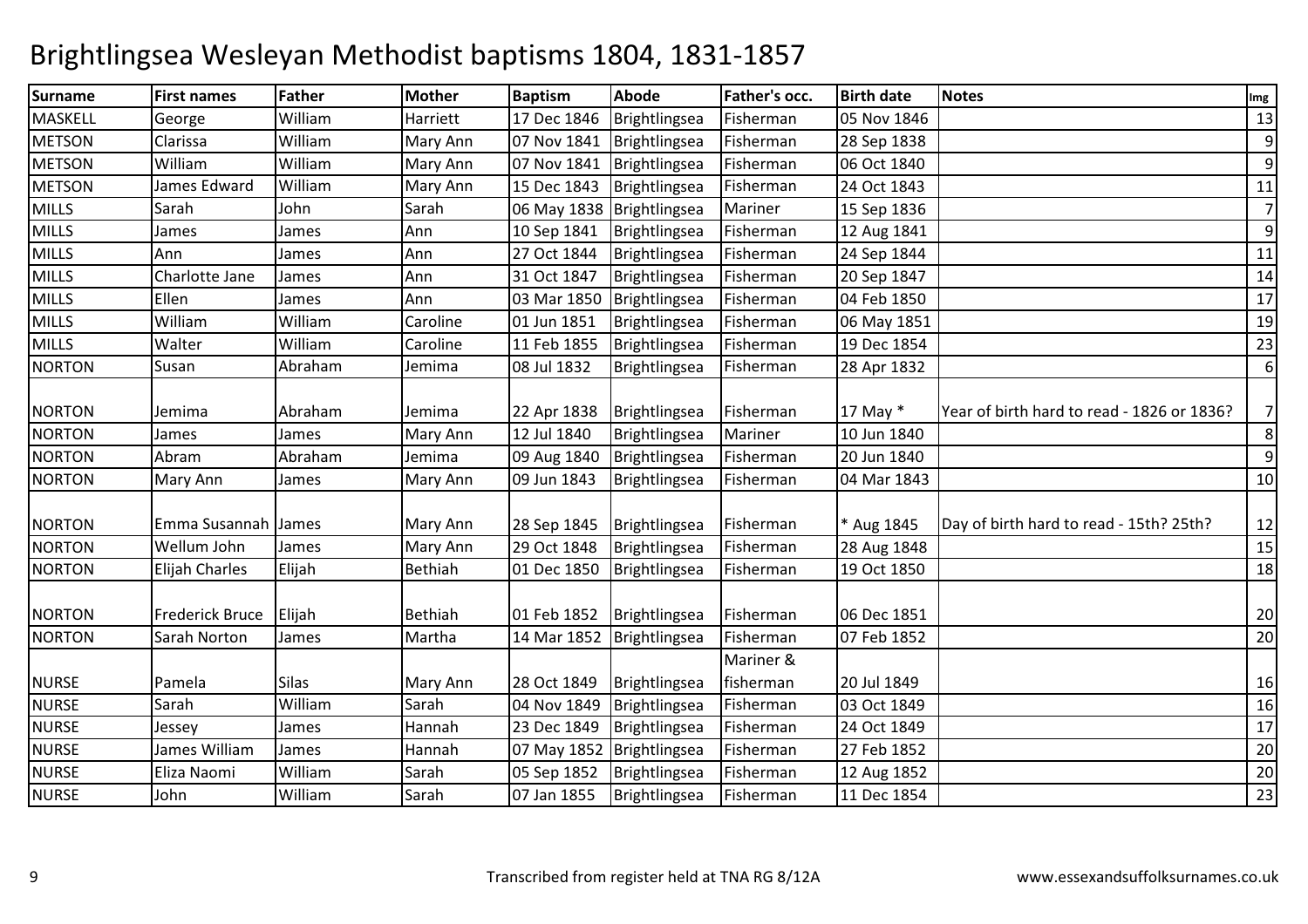# Brightlingsea Wesleyan Methodist baptisms 1804, 1831-1857

| Surname | First names | Father | Mother | Baptism | Abode | Father's occ. | Birth date | Notes | Img |
|---|---|---|---|---|---|---|---|---|---|
| MASKELL | George | William | Harriett | 17 Dec 1846 | Brightlingsea | Fisherman | 05 Nov 1846 | | 13 |
| METSON | Clarissa | William | Mary Ann | 07 Nov 1841 | Brightlingsea | Fisherman | 28 Sep 1838 | | 9 |
| METSON | William | William | Mary Ann | 07 Nov 1841 | Brightlingsea | Fisherman | 06 Oct 1840 | | 9 |
| METSON | James Edward | William | Mary Ann | 15 Dec 1843 | Brightlingsea | Fisherman | 24 Oct 1843 | | 11 |
| MILLS | Sarah | John | Sarah | 06 May 1838 | Brightlingsea | Mariner | 15 Sep 1836 | | 7 |
| MILLS | James | James | Ann | 10 Sep 1841 | Brightlingsea | Fisherman | 12 Aug 1841 | | 9 |
| MILLS | Ann | James | Ann | 27 Oct 1844 | Brightlingsea | Fisherman | 24 Sep 1844 | | 11 |
| MILLS | Charlotte Jane | James | Ann | 31 Oct 1847 | Brightlingsea | Fisherman | 20 Sep 1847 | | 14 |
| MILLS | Ellen | James | Ann | 03 Mar 1850 | Brightlingsea | Fisherman | 04 Feb 1850 | | 17 |
| MILLS | William | William | Caroline | 01 Jun 1851 | Brightlingsea | Fisherman | 06 May 1851 | | 19 |
| MILLS | Walter | William | Caroline | 11 Feb 1855 | Brightlingsea | Fisherman | 19 Dec 1854 | | 23 |
| NORTON | Susan | Abraham | Jemima | 08 Jul 1832 | Brightlingsea | Fisherman | 28 Apr 1832 | | 6 |
| NORTON | Jemima | Abraham | Jemima | 22 Apr 1838 | Brightlingsea | Fisherman | 17 May * | Year of birth hard to read - 1826 or 1836? | 7 |
| NORTON | James | James | Mary Ann | 12 Jul 1840 | Brightlingsea | Mariner | 10 Jun 1840 | | 8 |
| NORTON | Abram | Abraham | Jemima | 09 Aug 1840 | Brightlingsea | Fisherman | 20 Jun 1840 | | 9 |
| NORTON | Mary Ann | James | Mary Ann | 09 Jun 1843 | Brightlingsea | Fisherman | 04 Mar 1843 | | 10 |
| NORTON | Emma Susannah | James | Mary Ann | 28 Sep 1845 | Brightlingsea | Fisherman | * Aug 1845 | Day of birth hard to read - 15th? 25th? | 12 |
| NORTON | Wellum John | James | Mary Ann | 29 Oct 1848 | Brightlingsea | Fisherman | 28 Aug 1848 | | 15 |
| NORTON | Elijah Charles | Elijah | Bethiah | 01 Dec 1850 | Brightlingsea | Fisherman | 19 Oct 1850 | | 18 |
| NORTON | Frederick Bruce | Elijah | Bethiah | 01 Feb 1852 | Brightlingsea | Fisherman | 06 Dec 1851 | | 20 |
| NORTON | Sarah Norton | James | Martha | 14 Mar 1852 | Brightlingsea | Fisherman | 07 Feb 1852 | | 20 |
| NURSE | Pamela | Silas | Mary Ann | 28 Oct 1849 | Brightlingsea | Mariner & fisherman | 20 Jul 1849 | | 16 |
| NURSE | Sarah | William | Sarah | 04 Nov 1849 | Brightlingsea | Fisherman | 03 Oct 1849 | | 16 |
| NURSE | Jessey | James | Hannah | 23 Dec 1849 | Brightlingsea | Fisherman | 24 Oct 1849 | | 17 |
| NURSE | James William | James | Hannah | 07 May 1852 | Brightlingsea | Fisherman | 27 Feb 1852 | | 20 |
| NURSE | Eliza Naomi | William | Sarah | 05 Sep 1852 | Brightlingsea | Fisherman | 12 Aug 1852 | | 20 |
| NURSE | John | William | Sarah | 07 Jan 1855 | Brightlingsea | Fisherman | 11 Dec 1854 | | 23 |

Transcribed from register held at TNA RG 8/12A

www.essexandsuffolksurnames.co.uk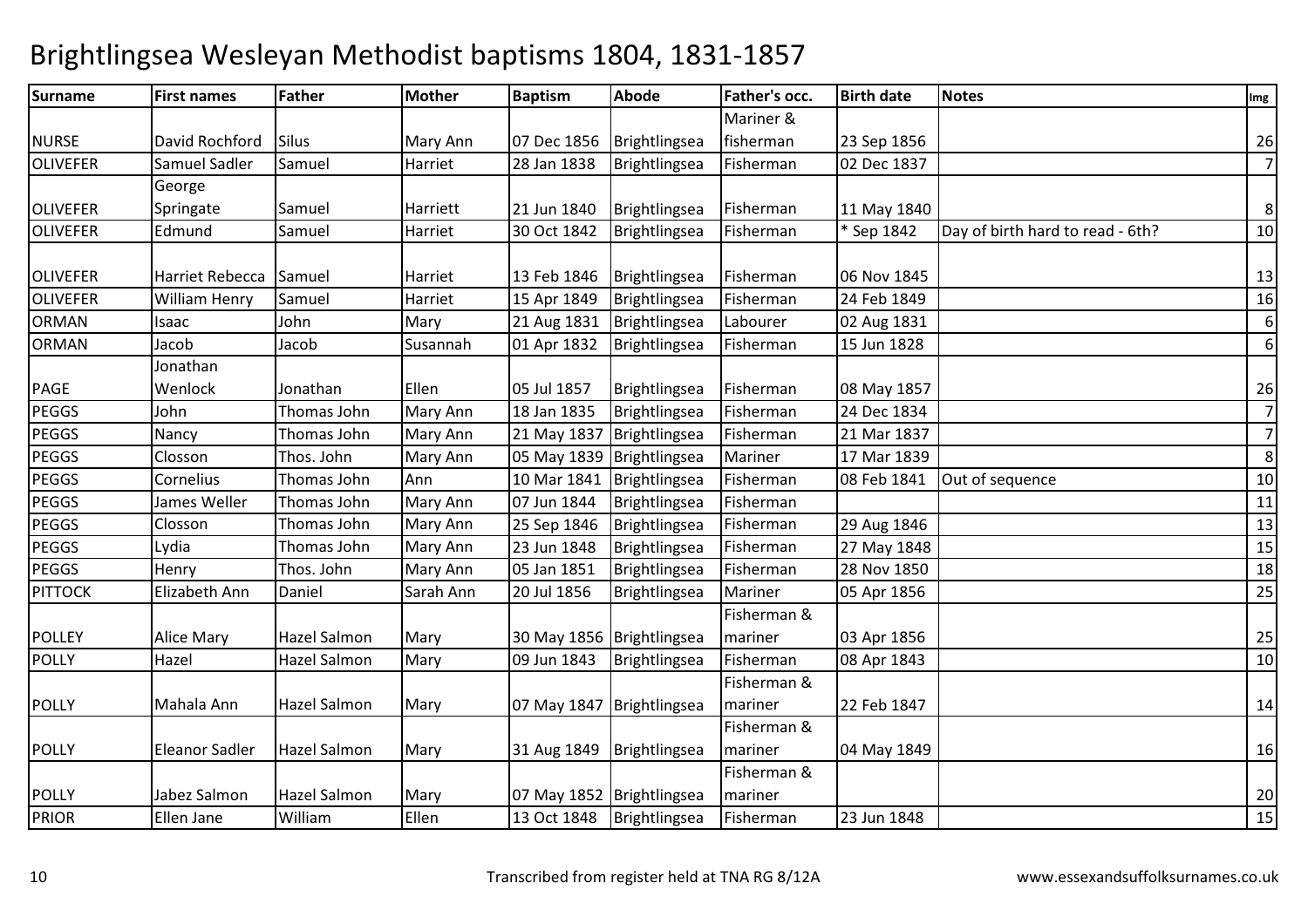# Brightlingsea Wesleyan Methodist baptisms 1804, 1831-1857

| Surname | First names | Father | Mother | Baptism | Abode | Father's occ. | Birth date | Notes | Img |
|---|---|---|---|---|---|---|---|---|---|
| NURSE | David Rochford | Silus | Mary Ann | 07 Dec 1856 | Brightlingsea | Mariner & fisherman | 23 Sep 1856 | | 26 |
| OLIVEFER | Samuel Sadler | Samuel | Harriet | 28 Jan 1838 | Brightlingsea | Fisherman | 02 Dec 1837 | | 7 |
| OLIVEFER | George Springate | Samuel | Harriett | 21 Jun 1840 | Brightlingsea | Fisherman | 11 May 1840 | | 8 |
| OLIVEFER | Edmund | Samuel | Harriet | 30 Oct 1842 | Brightlingsea | Fisherman | * Sep 1842 | Day of birth hard to read - 6th? | 10 |
| OLIVEFER | Harriet Rebecca | Samuel | Harriet | 13 Feb 1846 | Brightlingsea | Fisherman | 06 Nov 1845 | | 13 |
| OLIVEFER | William Henry | Samuel | Harriet | 15 Apr 1849 | Brightlingsea | Fisherman | 24 Feb 1849 | | 16 |
| ORMAN | Isaac | John | Mary | 21 Aug 1831 | Brightlingsea | Labourer | 02 Aug 1831 | | 6 |
| ORMAN | Jacob | Jacob | Susannah | 01 Apr 1832 | Brightlingsea | Fisherman | 15 Jun 1828 | | 6 |
| PAGE | Jonathan Wenlock | Jonathan | Ellen | 05 Jul 1857 | Brightlingsea | Fisherman | 08 May 1857 | | 26 |
| PEGGS | John | Thomas John | Mary Ann | 18 Jan 1835 | Brightlingsea | Fisherman | 24 Dec 1834 | | 7 |
| PEGGS | Nancy | Thomas John | Mary Ann | 21 May 1837 | Brightlingsea | Fisherman | 21 Mar 1837 | | 7 |
| PEGGS | Closson | Thos. John | Mary Ann | 05 May 1839 | Brightlingsea | Mariner | 17 Mar 1839 | | 8 |
| PEGGS | Cornelius | Thomas John | Ann | 10 Mar 1841 | Brightlingsea | Fisherman | 08 Feb 1841 | Out of sequence | 10 |
| PEGGS | James Weller | Thomas John | Mary Ann | 07 Jun 1844 | Brightlingsea | Fisherman | | | 11 |
| PEGGS | Closson | Thomas John | Mary Ann | 25 Sep 1846 | Brightlingsea | Fisherman | 29 Aug 1846 | | 13 |
| PEGGS | Lydia | Thomas John | Mary Ann | 23 Jun 1848 | Brightlingsea | Fisherman | 27 May 1848 | | 15 |
| PEGGS | Henry | Thos. John | Mary Ann | 05 Jan 1851 | Brightlingsea | Fisherman | 28 Nov 1850 | | 18 |
| PITTOCK | Elizabeth Ann | Daniel | Sarah Ann | 20 Jul 1856 | Brightlingsea | Mariner | 05 Apr 1856 | | 25 |
| POLLEY | Alice Mary | Hazel Salmon | Mary | 30 May 1856 | Brightlingsea | Fisherman & mariner | 03 Apr 1856 | | 25 |
| POLLY | Hazel | Hazel Salmon | Mary | 09 Jun 1843 | Brightlingsea | Fisherman | 08 Apr 1843 | | 10 |
| POLLY | Mahala Ann | Hazel Salmon | Mary | 07 May 1847 | Brightlingsea | Fisherman & mariner | 22 Feb 1847 | | 14 |
| POLLY | Eleanor Sadler | Hazel Salmon | Mary | 31 Aug 1849 | Brightlingsea | Fisherman & mariner | 04 May 1849 | | 16 |
| POLLY | Jabez Salmon | Hazel Salmon | Mary | 07 May 1852 | Brightlingsea | Fisherman & mariner | | | 20 |
| PRIOR | Ellen Jane | William | Ellen | 13 Oct 1848 | Brightlingsea | Fisherman | 23 Jun 1848 | | 15 |

Transcribed from register held at TNA RG 8/12A

www.essexandsuffolksurnames.co.uk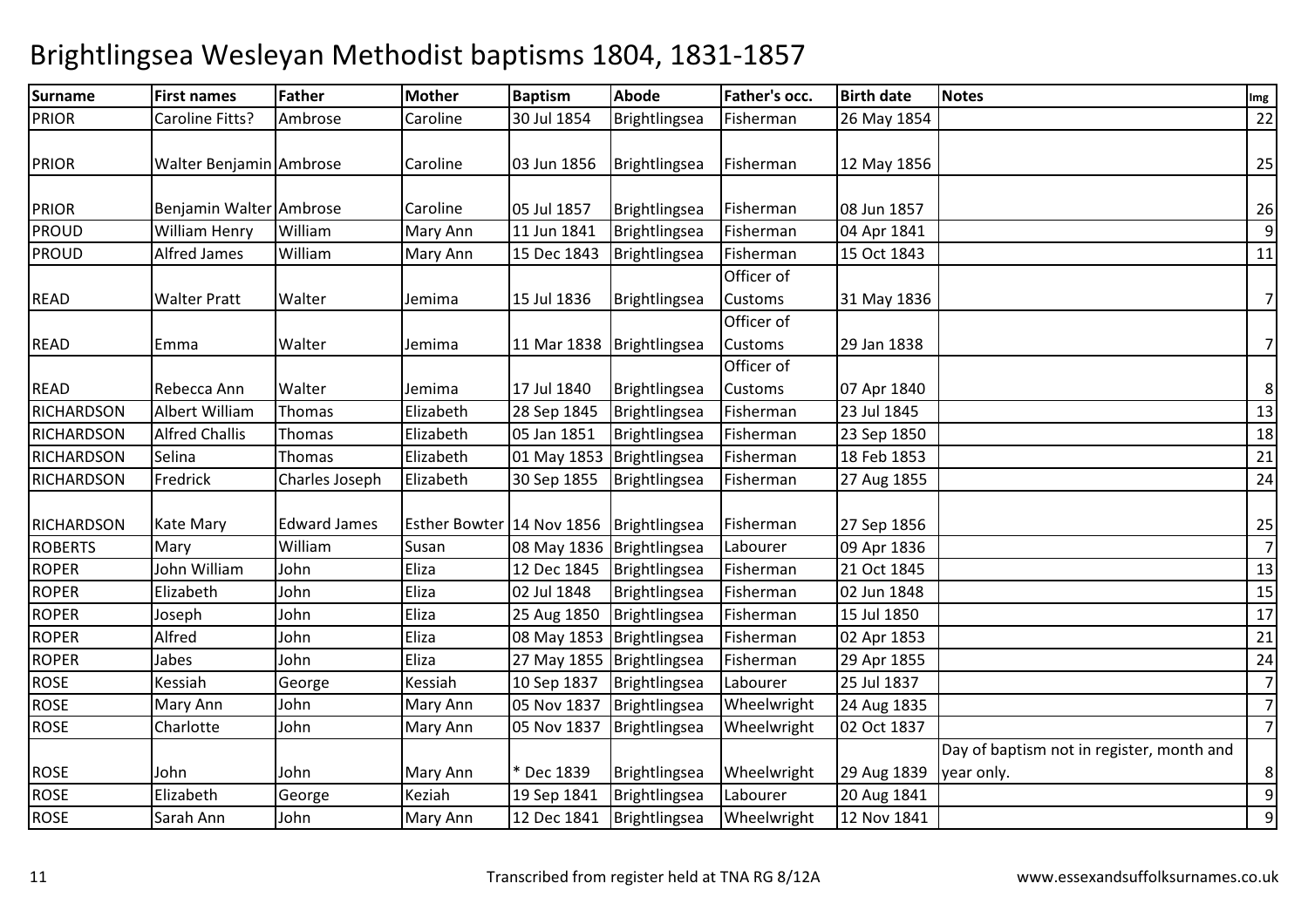# Brightlingsea Wesleyan Methodist baptisms 1804, 1831-1857

| Surname | First names | Father | Mother | Baptism | Abode | Father's occ. | Birth date | Notes | Img |
|---|---|---|---|---|---|---|---|---|---|
| PRIOR | Caroline Fitts? | Ambrose | Caroline | 30 Jul 1854 | Brightlingsea | Fisherman | 26 May 1854 | | 22 |
| PRIOR | Walter Benjamin | Ambrose | Caroline | 03 Jun 1856 | Brightlingsea | Fisherman | 12 May 1856 | | 25 |
| PRIOR | Benjamin Walter | Ambrose | Caroline | 05 Jul 1857 | Brightlingsea | Fisherman | 08 Jun 1857 | | 26 |
| PROUD | William Henry | William | Mary Ann | 11 Jun 1841 | Brightlingsea | Fisherman | 04 Apr 1841 | | 9 |
| PROUD | Alfred James | William | Mary Ann | 15 Dec 1843 | Brightlingsea | Fisherman | 15 Oct 1843 | | 11 |
| READ | Walter Pratt | Walter | Jemima | 15 Jul 1836 | Brightlingsea | Officer of Customs | 31 May 1836 | | 7 |
| READ | Emma | Walter | Jemima | 11 Mar 1838 | Brightlingsea | Officer of Customs | 29 Jan 1838 | | 7 |
| READ | Rebecca Ann | Walter | Jemima | 17 Jul 1840 | Brightlingsea | Officer of Customs | 07 Apr 1840 | | 8 |
| RICHARDSON | Albert William | Thomas | Elizabeth | 28 Sep 1845 | Brightlingsea | Fisherman | 23 Jul 1845 | | 13 |
| RICHARDSON | Alfred Challis | Thomas | Elizabeth | 05 Jan 1851 | Brightlingsea | Fisherman | 23 Sep 1850 | | 18 |
| RICHARDSON | Selina | Thomas | Elizabeth | 01 May 1853 | Brightlingsea | Fisherman | 18 Feb 1853 | | 21 |
| RICHARDSON | Fredrick | Charles Joseph | Elizabeth | 30 Sep 1855 | Brightlingsea | Fisherman | 27 Aug 1855 | | 24 |
| RICHARDSON | Kate Mary | Edward James | Esther Bowter | 14 Nov 1856 | Brightlingsea | Fisherman | 27 Sep 1856 | | 25 |
| ROBERTS | Mary | William | Susan | 08 May 1836 | Brightlingsea | Labourer | 09 Apr 1836 | | 7 |
| ROPER | John William | John | Eliza | 12 Dec 1845 | Brightlingsea | Fisherman | 21 Oct 1845 | | 13 |
| ROPER | Elizabeth | John | Eliza | 02 Jul 1848 | Brightlingsea | Fisherman | 02 Jun 1848 | | 15 |
| ROPER | Joseph | John | Eliza | 25 Aug 1850 | Brightlingsea | Fisherman | 15 Jul 1850 | | 17 |
| ROPER | Alfred | John | Eliza | 08 May 1853 | Brightlingsea | Fisherman | 02 Apr 1853 | | 21 |
| ROPER | Jabes | John | Eliza | 27 May 1855 | Brightlingsea | Fisherman | 29 Apr 1855 | | 24 |
| ROSE | Kessiah | George | Kessiah | 10 Sep 1837 | Brightlingsea | Labourer | 25 Jul 1837 | | 7 |
| ROSE | Mary Ann | John | Mary Ann | 05 Nov 1837 | Brightlingsea | Wheelwright | 24 Aug 1835 | | 7 |
| ROSE | Charlotte | John | Mary Ann | 05 Nov 1837 | Brightlingsea | Wheelwright | 02 Oct 1837 | | 7 |
| ROSE | John | John | Mary Ann | * Dec 1839 | Brightlingsea | Wheelwright | 29 Aug 1839 | Day of baptism not in register, month and year only. | 8 |
| ROSE | Elizabeth | George | Keziah | 19 Sep 1841 | Brightlingsea | Labourer | 20 Aug 1841 | | 9 |
| ROSE | Sarah Ann | John | Mary Ann | 12 Dec 1841 | Brightlingsea | Wheelwright | 12 Nov 1841 | | 9 |

Transcribed from register held at TNA RG 8/12A

www.essexandsuffolksurnames.co.uk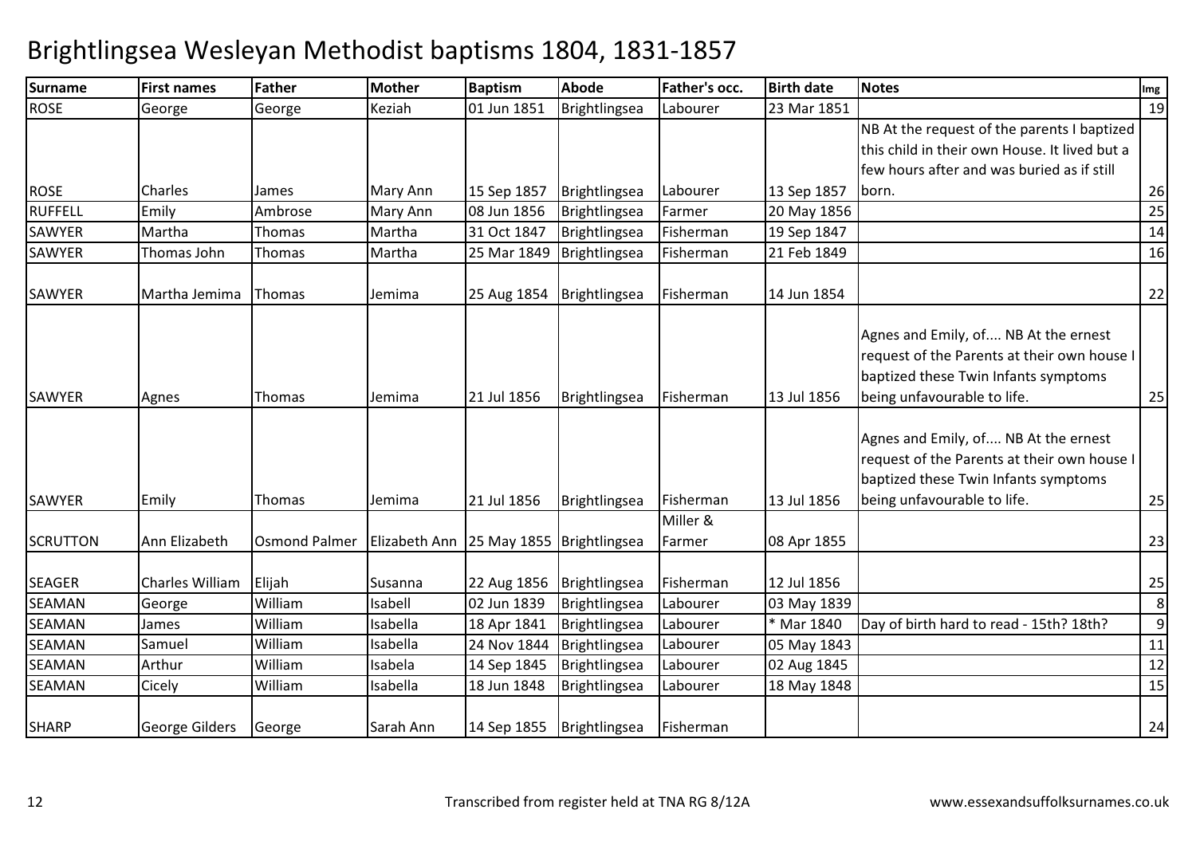# Brightlingsea Wesleyan Methodist baptisms 1804, 1831-1857

| Surname | First names | Father | Mother | Baptism | Abode | Father's occ. | Birth date | Notes | Img |
|---|---|---|---|---|---|---|---|---|---|
| ROSE | George | George | Keziah | 01 Jun 1851 | Brightlingsea | Labourer | 23 Mar 1851 | | 19 |
| ROSE | Charles | James | Mary Ann | 15 Sep 1857 | Brightlingsea | Labourer | 13 Sep 1857 | NB At the request of the parents I baptized this child in their own House. It lived but a few hours after and was buried as if still born. | 26 |
| RUFFELL | Emily | Ambrose | Mary Ann | 08 Jun 1856 | Brightlingsea | Farmer | 20 May 1856 | | 25 |
| SAWYER | Martha | Thomas | Martha | 31 Oct 1847 | Brightlingsea | Fisherman | 19 Sep 1847 | | 14 |
| SAWYER | Thomas John | Thomas | Martha | 25 Mar 1849 | Brightlingsea | Fisherman | 21 Feb 1849 | | 16 |
| SAWYER | Martha Jemima | Thomas | Jemima | 25 Aug 1854 | Brightlingsea | Fisherman | 14 Jun 1854 | | 22 |
| SAWYER | Agnes | Thomas | Jemima | 21 Jul 1856 | Brightlingsea | Fisherman | 13 Jul 1856 | Agnes and Emily, of.... NB At the ernest request of the Parents at their own house I baptized these Twin Infants symptoms being unfavourable to life. | 25 |
| SAWYER | Emily | Thomas | Jemima | 21 Jul 1856 | Brightlingsea | Fisherman | 13 Jul 1856 | Agnes and Emily, of.... NB At the ernest request of the Parents at their own house I baptized these Twin Infants symptoms being unfavourable to life. | 25 |
| SCRUTTON | Ann Elizabeth | Osmond Palmer | Elizabeth Ann | 25 May 1855 | Brightlingsea | Miller & Farmer | 08 Apr 1855 | | 23 |
| SEAGER | Charles William | Elijah | Susanna | 22 Aug 1856 | Brightlingsea | Fisherman | 12 Jul 1856 | | 25 |
| SEAMAN | George | William | Isabell | 02 Jun 1839 | Brightlingsea | Labourer | 03 May 1839 | | 8 |
| SEAMAN | James | William | Isabella | 18 Apr 1841 | Brightlingsea | Labourer | * Mar 1840 | Day of birth hard to read - 15th? 18th? | 9 |
| SEAMAN | Samuel | William | Isabella | 24 Nov 1844 | Brightlingsea | Labourer | 05 May 1843 | | 11 |
| SEAMAN | Arthur | William | Isabela | 14 Sep 1845 | Brightlingsea | Labourer | 02 Aug 1845 | | 12 |
| SEAMAN | Cicely | William | Isabella | 18 Jun 1848 | Brightlingsea | Labourer | 18 May 1848 | | 15 |
| SHARP | George Gilders | George | Sarah Ann | 14 Sep 1855 | Brightlingsea | Fisherman | | | 24 |

Transcribed from register held at TNA RG 8/12A

www.essexandsuffolksurnames.co.uk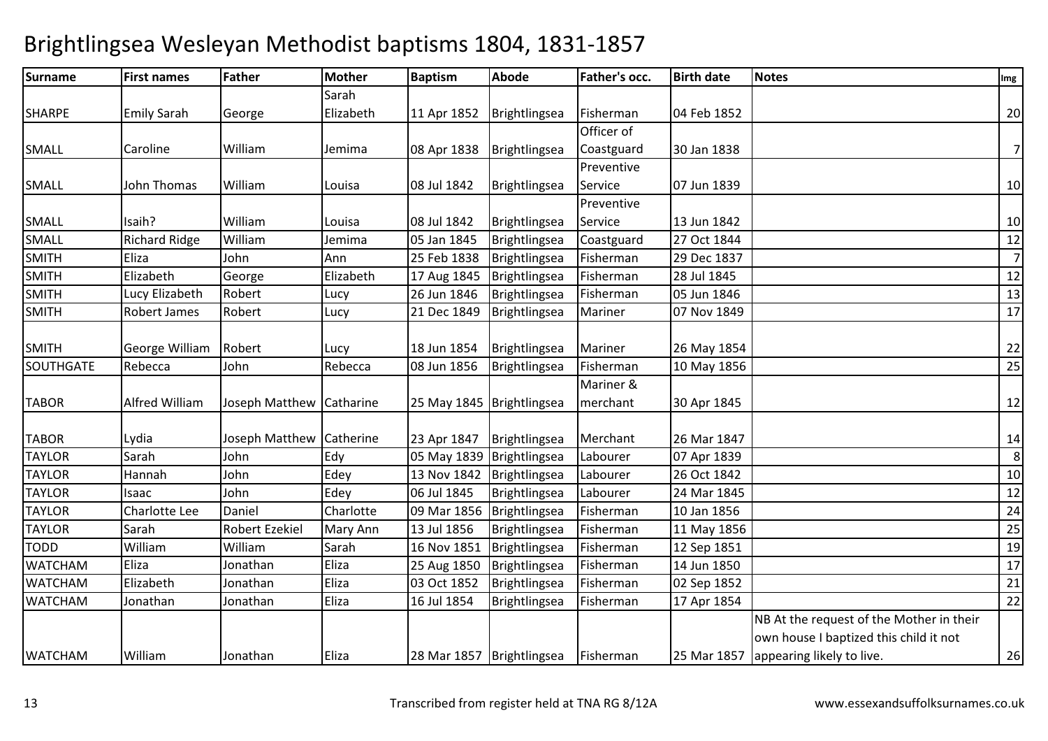# Brightlingsea Wesleyan Methodist baptisms 1804, 1831-1857

| Surname | First names | Father | Mother | Baptism | Abode | Father's occ. | Birth date | Notes | Img |
|---|---|---|---|---|---|---|---|---|---|
| SHARPE | Emily Sarah | George | Sarah Elizabeth | 11 Apr 1852 | Brightlingsea | Fisherman | 04 Feb 1852 | | 20 |
| SMALL | Caroline | William | Jemima | 08 Apr 1838 | Brightlingsea | Officer of Coastguard | 30 Jan 1838 | | 7 |
| SMALL | John Thomas | William | Louisa | 08 Jul 1842 | Brightlingsea | Preventive Service | 07 Jun 1839 | | 10 |
| SMALL | Isaih? | William | Louisa | 08 Jul 1842 | Brightlingsea | Preventive Service | 13 Jun 1842 | | 10 |
| SMALL | Richard Ridge | William | Jemima | 05 Jan 1845 | Brightlingsea | Coastguard | 27 Oct 1844 | | 12 |
| SMITH | Eliza | John | Ann | 25 Feb 1838 | Brightlingsea | Fisherman | 29 Dec 1837 | | 7 |
| SMITH | Elizabeth | George | Elizabeth | 17 Aug 1845 | Brightlingsea | Fisherman | 28 Jul 1845 | | 12 |
| SMITH | Lucy Elizabeth | Robert | Lucy | 26 Jun 1846 | Brightlingsea | Fisherman | 05 Jun 1846 | | 13 |
| SMITH | Robert James | Robert | Lucy | 21 Dec 1849 | Brightlingsea | Mariner | 07 Nov 1849 | | 17 |
| SMITH | George William | Robert | Lucy | 18 Jun 1854 | Brightlingsea | Mariner | 26 May 1854 | | 22 |
| SOUTHGATE | Rebecca | John | Rebecca | 08 Jun 1856 | Brightlingsea | Fisherman | 10 May 1856 | | 25 |
| TABOR | Alfred William | Joseph Matthew | Catharine | 25 May 1845 | Brightlingsea | Mariner & merchant | 30 Apr 1845 | | 12 |
| TABOR | Lydia | Joseph Matthew | Catherine | 23 Apr 1847 | Brightlingsea | Merchant | 26 Mar 1847 | | 14 |
| TAYLOR | Sarah | John | Edy | 05 May 1839 | Brightlingsea | Labourer | 07 Apr 1839 | | 8 |
| TAYLOR | Hannah | John | Edey | 13 Nov 1842 | Brightlingsea | Labourer | 26 Oct 1842 | | 10 |
| TAYLOR | Isaac | John | Edey | 06 Jul 1845 | Brightlingsea | Labourer | 24 Mar 1845 | | 12 |
| TAYLOR | Charlotte Lee | Daniel | Charlotte | 09 Mar 1856 | Brightlingsea | Fisherman | 10 Jan 1856 | | 24 |
| TAYLOR | Sarah | Robert Ezekiel | Mary Ann | 13 Jul 1856 | Brightlingsea | Fisherman | 11 May 1856 | | 25 |
| TODD | William | William | Sarah | 16 Nov 1851 | Brightlingsea | Fisherman | 12 Sep 1851 | | 19 |
| WATCHAM | Eliza | Jonathan | Eliza | 25 Aug 1850 | Brightlingsea | Fisherman | 14 Jun 1850 | | 17 |
| WATCHAM | Elizabeth | Jonathan | Eliza | 03 Oct 1852 | Brightlingsea | Fisherman | 02 Sep 1852 | | 21 |
| WATCHAM | Jonathan | Jonathan | Eliza | 16 Jul 1854 | Brightlingsea | Fisherman | 17 Apr 1854 | | 22 |
| WATCHAM | William | Jonathan | Eliza | 28 Mar 1857 | Brightlingsea | Fisherman | 25 Mar 1857 | NB At the request of the Mother in their own house I baptized this child it not appearing likely to live. | 26 |

Transcribed from register held at TNA RG 8/12A

www.essexandsuffolksurnames.co.uk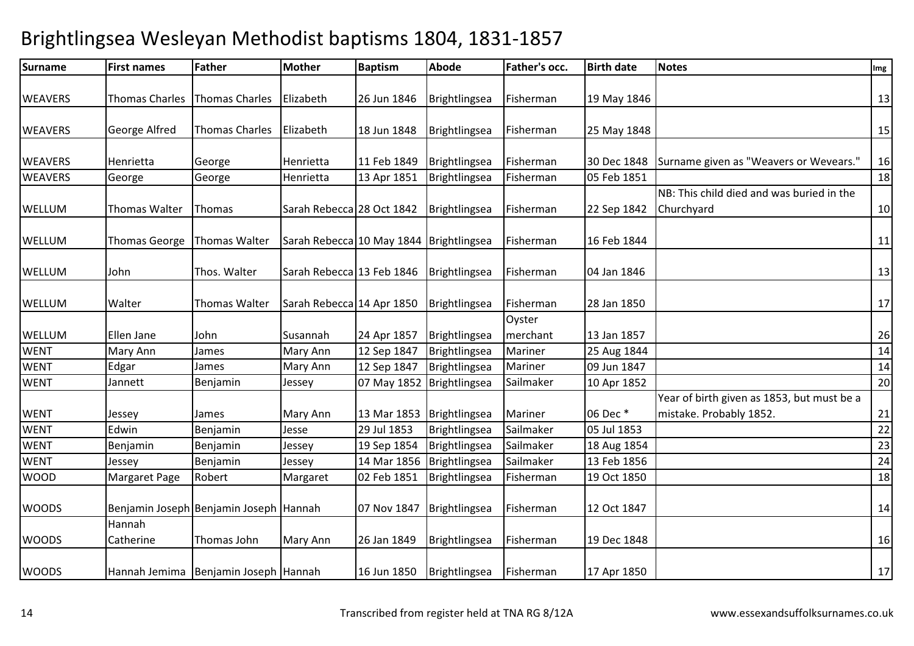# Brightlingsea Wesleyan Methodist baptisms 1804, 1831-1857

| Surname | First names | Father | Mother | Baptism | Abode | Father's occ. | Birth date | Notes | Img |
|---|---|---|---|---|---|---|---|---|---|
| WEAVERS | Thomas Charles | Thomas Charles | Elizabeth | 26 Jun 1846 | Brightlingsea | Fisherman | 19 May 1846 | | 13 |
| WEAVERS | George Alfred | Thomas Charles | Elizabeth | 18 Jun 1848 | Brightlingsea | Fisherman | 25 May 1848 | | 15 |
| WEAVERS | Henrietta | George | Henrietta | 11 Feb 1849 | Brightlingsea | Fisherman | 30 Dec 1848 | Surname given as "Weavers or Wevears." | 16 |
| WEAVERS | George | George | Henrietta | 13 Apr 1851 | Brightlingsea | Fisherman | 05 Feb 1851 | | 18 |
| WELLUM | Thomas Walter | Thomas | Sarah Rebecca | 28 Oct 1842 | Brightlingsea | Fisherman | 22 Sep 1842 | NB: This child died and was buried in the Churchyard | 10 |
| WELLUM | Thomas George | Thomas Walter | Sarah Rebecca | 10 May 1844 | Brightlingsea | Fisherman | 16 Feb 1844 | | 11 |
| WELLUM | John | Thos. Walter | Sarah Rebecca | 13 Feb 1846 | Brightlingsea | Fisherman | 04 Jan 1846 | | 13 |
| WELLUM | Walter | Thomas Walter | Sarah Rebecca | 14 Apr 1850 | Brightlingsea | Fisherman | 28 Jan 1850 | | 17 |
| WELLUM | Ellen Jane | John | Susannah | 24 Apr 1857 | Brightlingsea | Oyster merchant | 13 Jan 1857 | | 26 |
| WENT | Mary Ann | James | Mary Ann | 12 Sep 1847 | Brightlingsea | Mariner | 25 Aug 1844 | | 14 |
| WENT | Edgar | James | Mary Ann | 12 Sep 1847 | Brightlingsea | Mariner | 09 Jun 1847 | | 14 |
| WENT | Jannett | Benjamin | Jessey | 07 May 1852 | Brightlingsea | Sailmaker | 10 Apr 1852 | | 20 |
| WENT | Jessey | James | Mary Ann | 13 Mar 1853 | Brightlingsea | Mariner | 06 Dec * | Year of birth given as 1853, but must be a mistake. Probably 1852. | 21 |
| WENT | Edwin | Benjamin | Jesse | 29 Jul 1853 | Brightlingsea | Sailmaker | 05 Jul 1853 | | 22 |
| WENT | Benjamin | Benjamin | Jessey | 19 Sep 1854 | Brightlingsea | Sailmaker | 18 Aug 1854 | | 23 |
| WENT | Jessey | Benjamin | Jessey | 14 Mar 1856 | Brightlingsea | Sailmaker | 13 Feb 1856 | | 24 |
| WOOD | Margaret Page | Robert | Margaret | 02 Feb 1851 | Brightlingsea | Fisherman | 19 Oct 1850 | | 18 |
| WOODS | Benjamin Joseph | Benjamin Joseph | Hannah | 07 Nov 1847 | Brightlingsea | Fisherman | 12 Oct 1847 | | 14 |
| WOODS | Hannah Catherine | Thomas John | Mary Ann | 26 Jan 1849 | Brightlingsea | Fisherman | 19 Dec 1848 | | 16 |
| WOODS | Hannah Jemima | Benjamin Joseph | Hannah | 16 Jun 1850 | Brightlingsea | Fisherman | 17 Apr 1850 | | 17 |

Transcribed from register held at TNA RG 8/12A

www.essexandsuffolksurnames.co.uk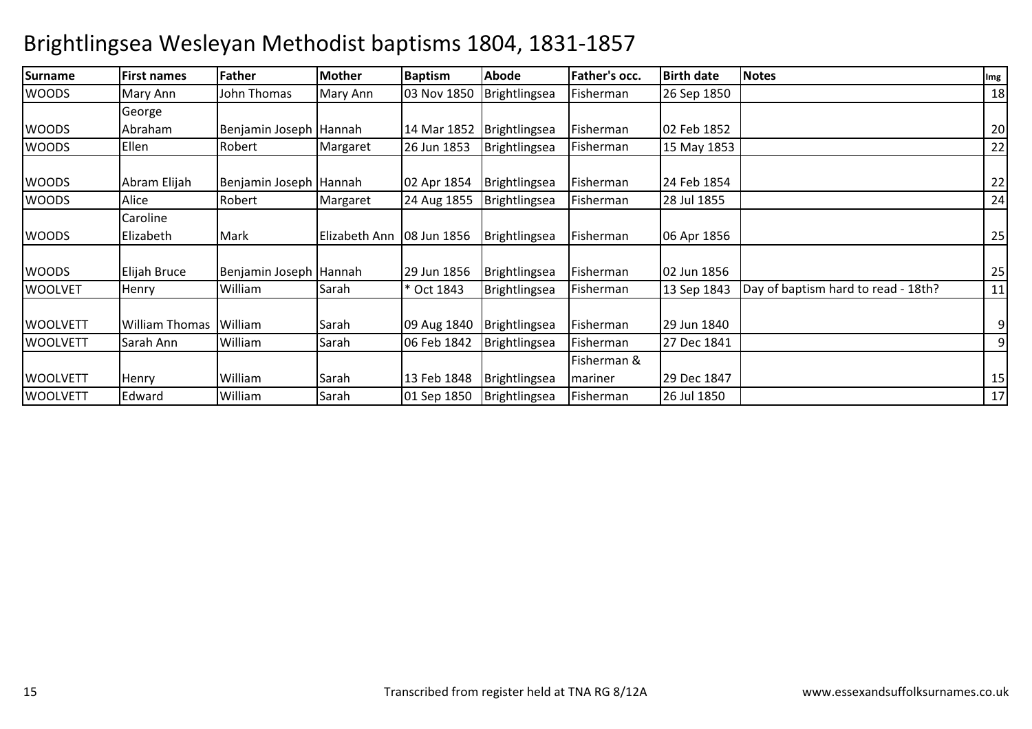# Brightlingsea Wesleyan Methodist baptisms 1804, 1831-1857

| Surname | First names | Father | Mother | Baptism | Abode | Father's occ. | Birth date | Notes | Img |
|---|---|---|---|---|---|---|---|---|---|
| WOODS | Mary Ann | John Thomas | Mary Ann | 03 Nov 1850 | Brightlingsea | Fisherman | 26 Sep 1850 | | 18 |
| WOODS | George Abraham | Benjamin Joseph | Hannah | 14 Mar 1852 | Brightlingsea | Fisherman | 02 Feb 1852 | | 20 |
| WOODS | Ellen | Robert | Margaret | 26 Jun 1853 | Brightlingsea | Fisherman | 15 May 1853 | | 22 |
| WOODS | Abram Elijah | Benjamin Joseph | Hannah | 02 Apr 1854 | Brightlingsea | Fisherman | 24 Feb 1854 | | 22 |
| WOODS | Alice | Robert | Margaret | 24 Aug 1855 | Brightlingsea | Fisherman | 28 Jul 1855 | | 24 |
| WOODS | Caroline Elizabeth | Mark | Elizabeth Ann | 08 Jun 1856 | Brightlingsea | Fisherman | 06 Apr 1856 | | 25 |
| WOODS | Elijah Bruce | Benjamin Joseph | Hannah | 29 Jun 1856 | Brightlingsea | Fisherman | 02 Jun 1856 | | 25 |
| WOOLVET | Henry | William | Sarah | * Oct 1843 | Brightlingsea | Fisherman | 13 Sep 1843 | Day of baptism hard to read - 18th? | 11 |
| WOOLVETT | William Thomas | William | Sarah | 09 Aug 1840 | Brightlingsea | Fisherman | 29 Jun 1840 | | 9 |
| WOOLVETT | Sarah Ann | William | Sarah | 06 Feb 1842 | Brightlingsea | Fisherman | 27 Dec 1841 | | 9 |
| WOOLVETT | Henry | William | Sarah | 13 Feb 1848 | Brightlingsea | Fisherman & mariner | 29 Dec 1847 | | 15 |
| WOOLVETT | Edward | William | Sarah | 01 Sep 1850 | Brightlingsea | Fisherman | 26 Jul 1850 | | 17 |

Transcribed from register held at TNA RG 8/12A

www.essexandsuffolksurnames.co.uk